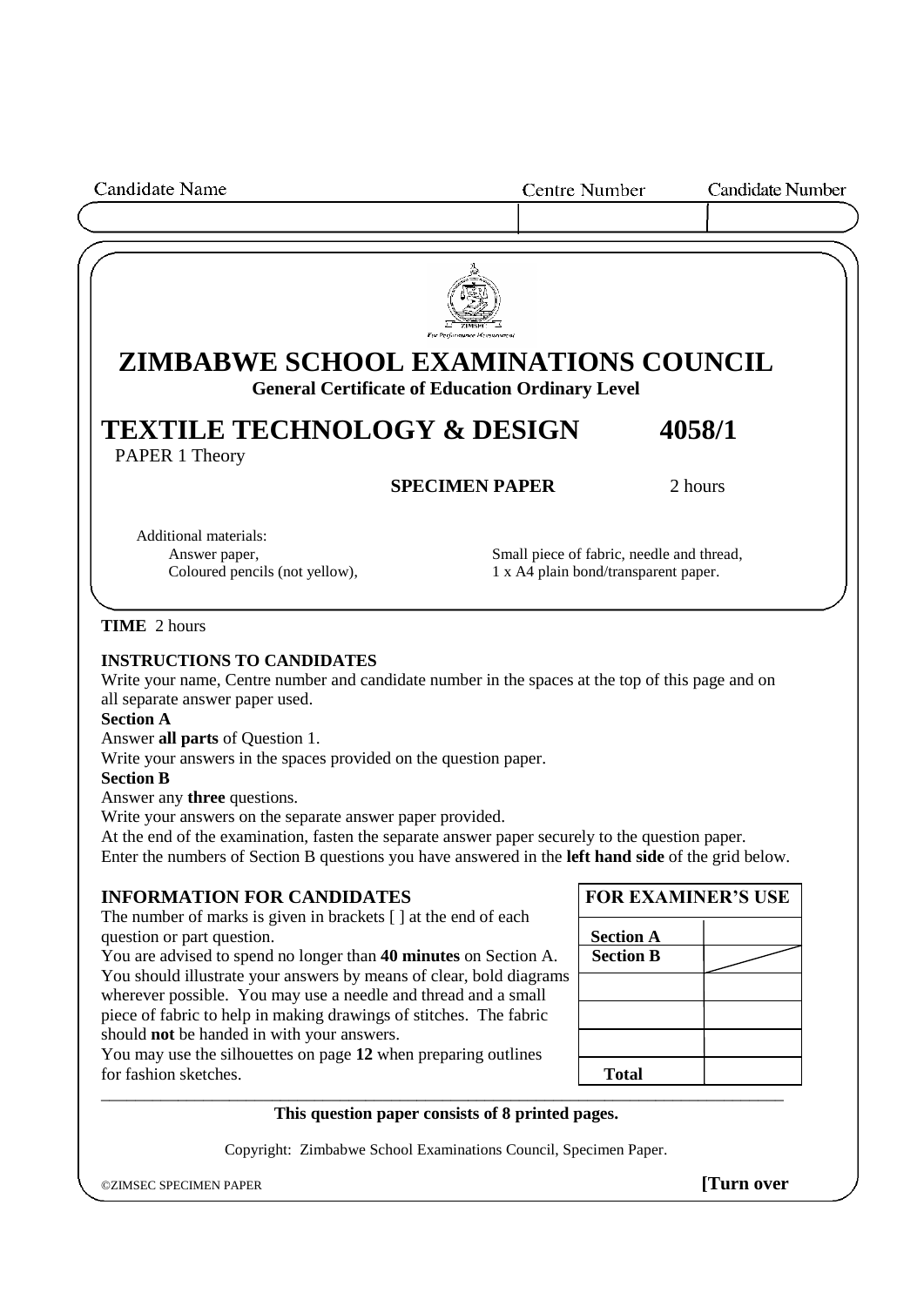| Candidate Name | Centre Number | Candidate Number |
| --- | --- | --- |
| | | |

For Performance Measurement

# ZIMBABWE SCHOOL EXAMINATIONS COUNCIL

**General Certificate of Education Ordinary Level**

# TEXTILE TECHNOLOGY & DESIGN 4058/1

PAPER 1 Theory

**SPECIMEN PAPER** 2 hours

Additional materials:
Answer paper,
Coloured pencils (not yellow),
Small piece of fabric, needle and thread,
1 x A4 plain bond/transparent paper.

**TIME** 2 hours

## INSTRUCTIONS TO CANDIDATES

Write your name, Centre number and candidate number in the spaces at the top of this page and on all separate answer paper used.

**Section A**

Answer **all parts** of Question 1.
Write your answers in the spaces provided on the question paper.

**Section B**

Answer any **three** questions.
Write your answers on the separate answer paper provided.
At the end of the examination, fasten the separate answer paper securely to the question paper.
Enter the numbers of Section B questions you have answered in the **left hand side** of the grid below.

## INFORMATION FOR CANDIDATES

The number of marks is given in brackets [ ] at the end of each question or part question.
You are advised to spend no longer than **40 minutes** on Section A.
You should illustrate your answers by means of clear, bold diagrams wherever possible. You may use a needle and thread and a small piece of fabric to help in making drawings of stitches. The fabric should **not** be handed in with your answers.
You may use the silhouettes on page **12** when preparing outlines for fashion sketches.

| FOR EXAMINER'S USE | |
| --- | --- |
| **Section A** | |
| **Section B** | |
| | |
| | |
| | |
| **Total** | |

**This question paper consists of 8 printed pages.**

Copyright: Zimbabwe School Examinations Council, Specimen Paper.

©ZIMSEC SPECIMEN PAPER **[Turn over**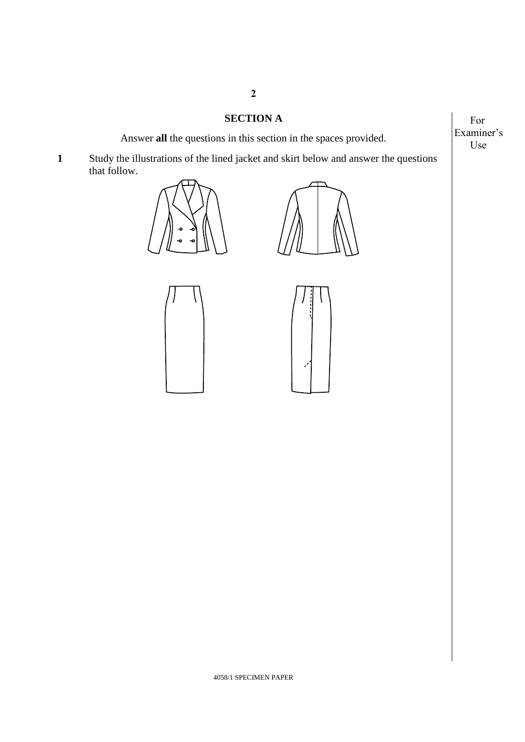## SECTION A

Answer **all** the questions in this section in the spaces provided.

**1** Study the illustrations of the lined jacket and skirt below and answer the questions that follow.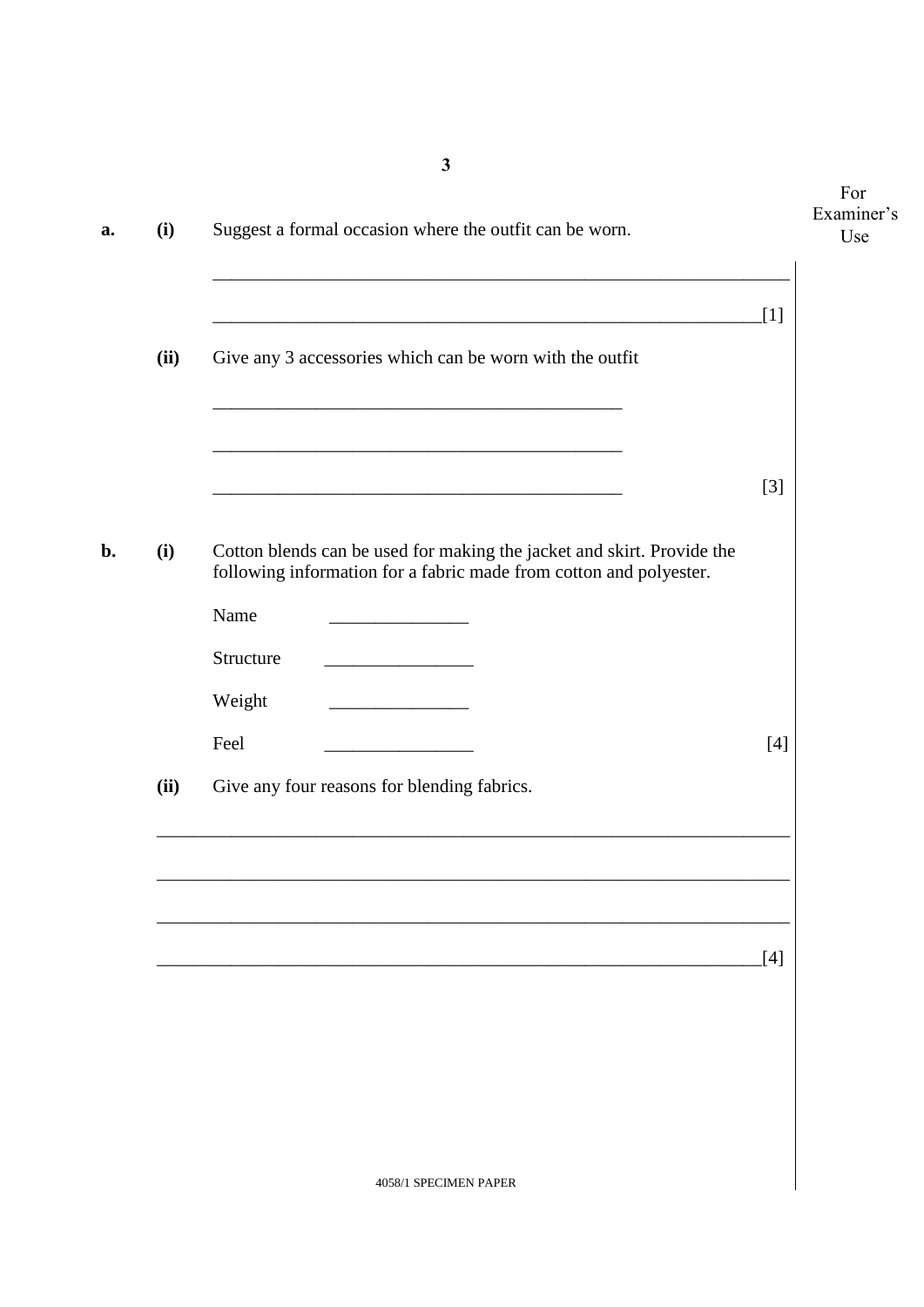**a.** **(i)** Suggest a formal occasion where the outfit can be worn.

_______________________________________________________________

_____________________________________________________________[1]

**(ii)** Give any 3 accessories which can be worn with the outfit

____________________________________________

____________________________________________

____________________________________________ [3]

**b.** **(i)** Cotton blends can be used for making the jacket and skirt. Provide the following information for a fabric made from cotton and polyester.

Name ______________

Structure ______________

Weight ______________

Feel ______________ [4]

**(ii)** Give any four reasons for blending fabrics.

_______________________________________________________________

_______________________________________________________________

_______________________________________________________________

_____________________________________________________________[4]

4058/1 SPECIMEN PAPER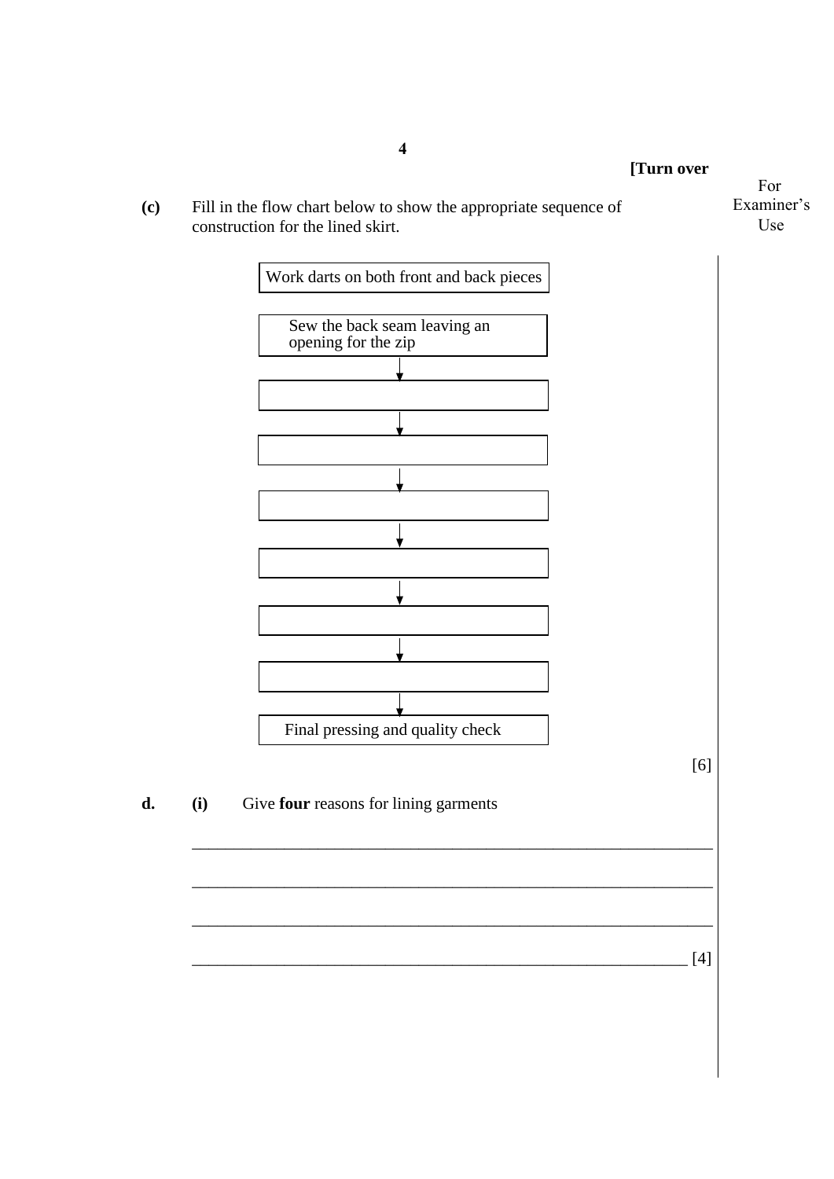**(c)** Fill in the flow chart below to show the appropriate sequence of construction for the lined skirt.

Work darts on both front and back pieces

Sew the back seam leaving an opening for the zip

↓

______________________

↓

______________________

↓

______________________

↓

______________________

↓

______________________

↓

______________________

↓

Final pressing and quality check

[6]

**d.** **(i)** Give **four** reasons for lining garments

______________________________________________________________

______________________________________________________________

______________________________________________________________

______________________________________________________________ [4]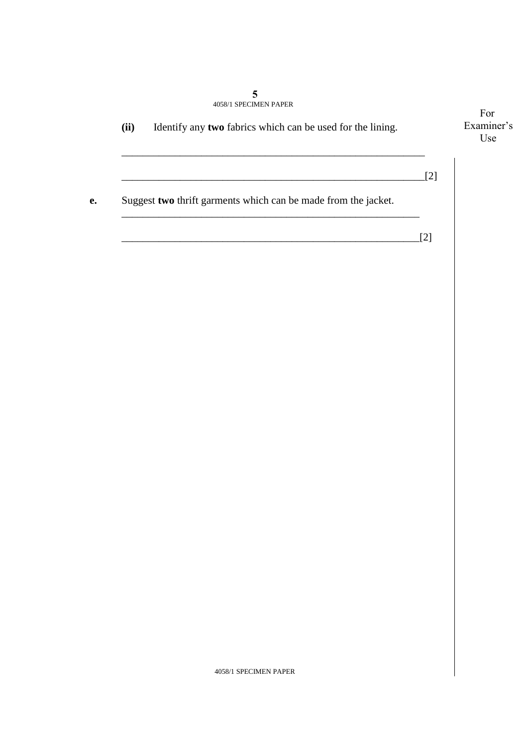**(ii)** Identify any **two** fabrics which can be used for the lining.

_____________________________________________________________

_____________________________________________________________[2]

**e.** Suggest **two** thrift garments which can be made from the jacket.

_____________________________________________________________

_____________________________________________________________[2]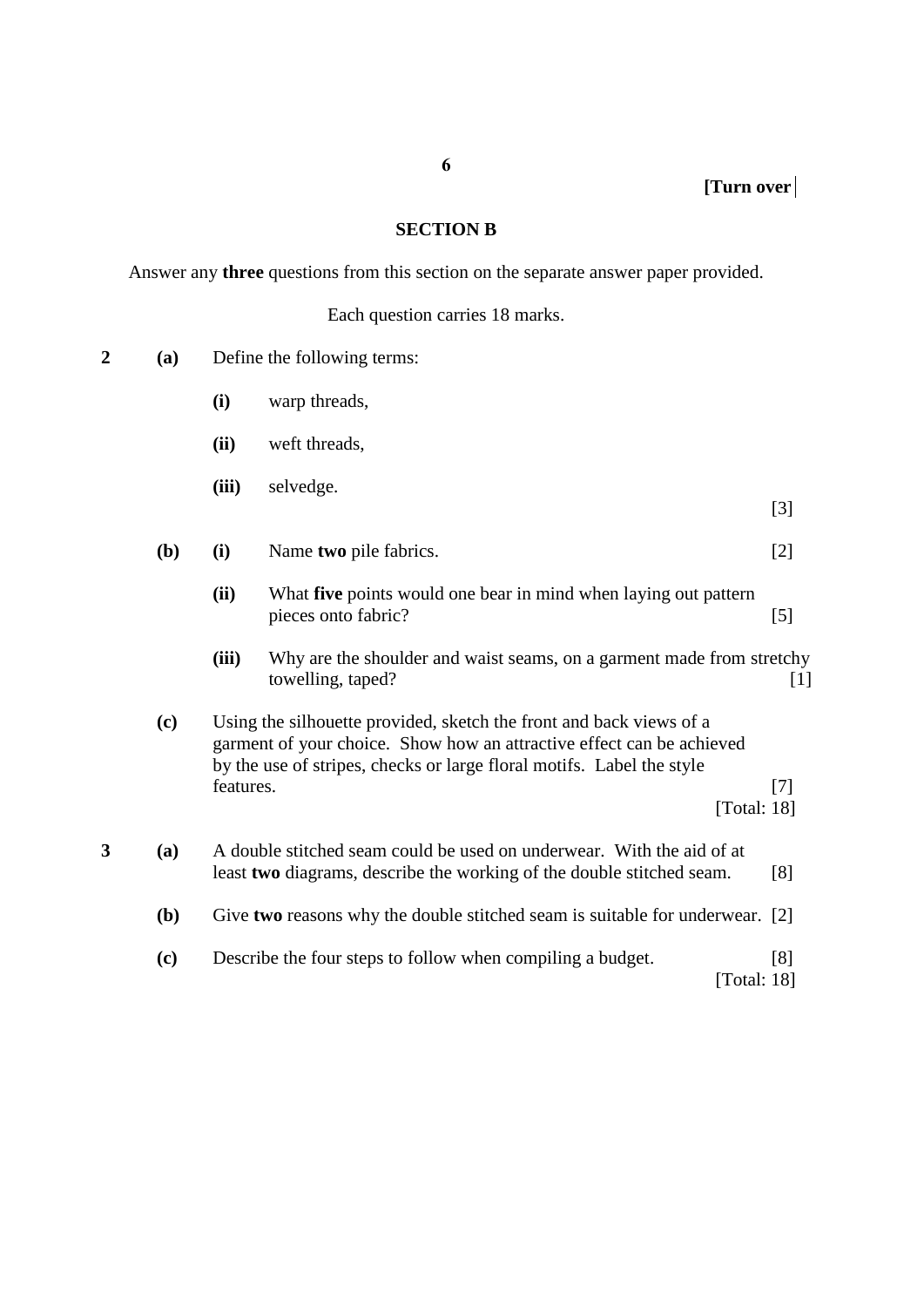## SECTION B

Answer any **three** questions from this section on the separate answer paper provided.

Each question carries 18 marks.

**2** **(a)** Define the following terms:

**(i)** warp threads,

**(ii)** weft threads,

**(iii)** selvedge. [3]

**(b)** **(i)** Name **two** pile fabrics. [2]

**(ii)** What **five** points would one bear in mind when laying out pattern pieces onto fabric? [5]

**(iii)** Why are the shoulder and waist seams, on a garment made from stretchy towelling, taped? [1]

**(c)** Using the silhouette provided, sketch the front and back views of a garment of your choice. Show how an attractive effect can be achieved by the use of stripes, checks or large floral motifs. Label the style features. [7]

[Total: 18]

**3** **(a)** A double stitched seam could be used on underwear. With the aid of at least **two** diagrams, describe the working of the double stitched seam. [8]

**(b)** Give **two** reasons why the double stitched seam is suitable for underwear. [2]

**(c)** Describe the four steps to follow when compiling a budget. [8]

[Total: 18]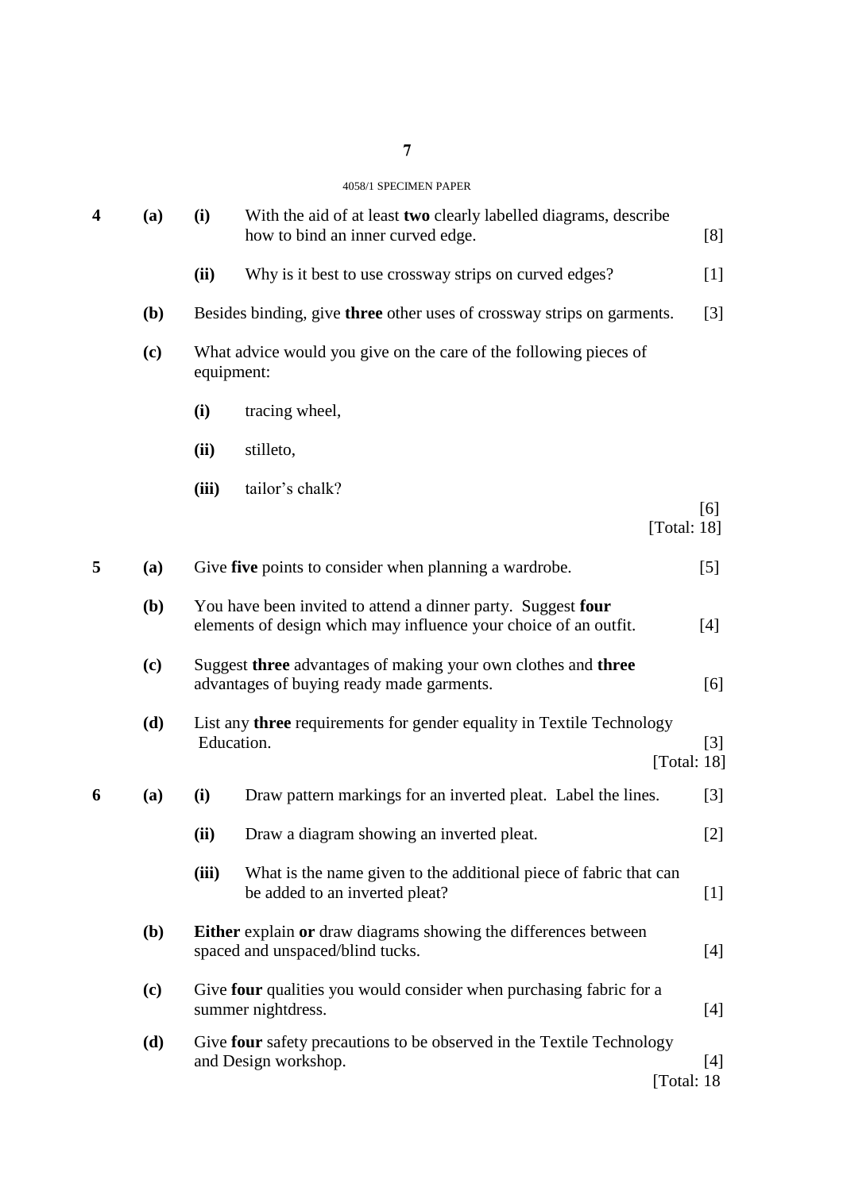**4** **(a)** **(i)** With the aid of at least **two** clearly labelled diagrams, describe how to bind an inner curved edge. [8]

**(ii)** Why is it best to use crossway strips on curved edges? [1]

**(b)** Besides binding, give **three** other uses of crossway strips on garments. [3]

**(c)** What advice would you give on the care of the following pieces of equipment:

**(i)** tracing wheel,

**(ii)** stilleto,

**(iii)** tailor's chalk?

[6]
[Total: 18]

**5** **(a)** Give **five** points to consider when planning a wardrobe. [5]

**(b)** You have been invited to attend a dinner party. Suggest **four** elements of design which may influence your choice of an outfit. [4]

**(c)** Suggest **three** advantages of making your own clothes and **three** advantages of buying ready made garments. [6]

**(d)** List any **three** requirements for gender equality in Textile Technology Education. [3]
[Total: 18]

**6** **(a)** **(i)** Draw pattern markings for an inverted pleat. Label the lines. [3]

**(ii)** Draw a diagram showing an inverted pleat. [2]

**(iii)** What is the name given to the additional piece of fabric that can be added to an inverted pleat? [1]

**(b)** **Either** explain **or** draw diagrams showing the differences between spaced and unspaced/blind tucks. [4]

**(c)** Give **four** qualities you would consider when purchasing fabric for a summer nightdress. [4]

**(d)** Give **four** safety precautions to be observed in the Textile Technology and Design workshop. [4]
[Total: 18